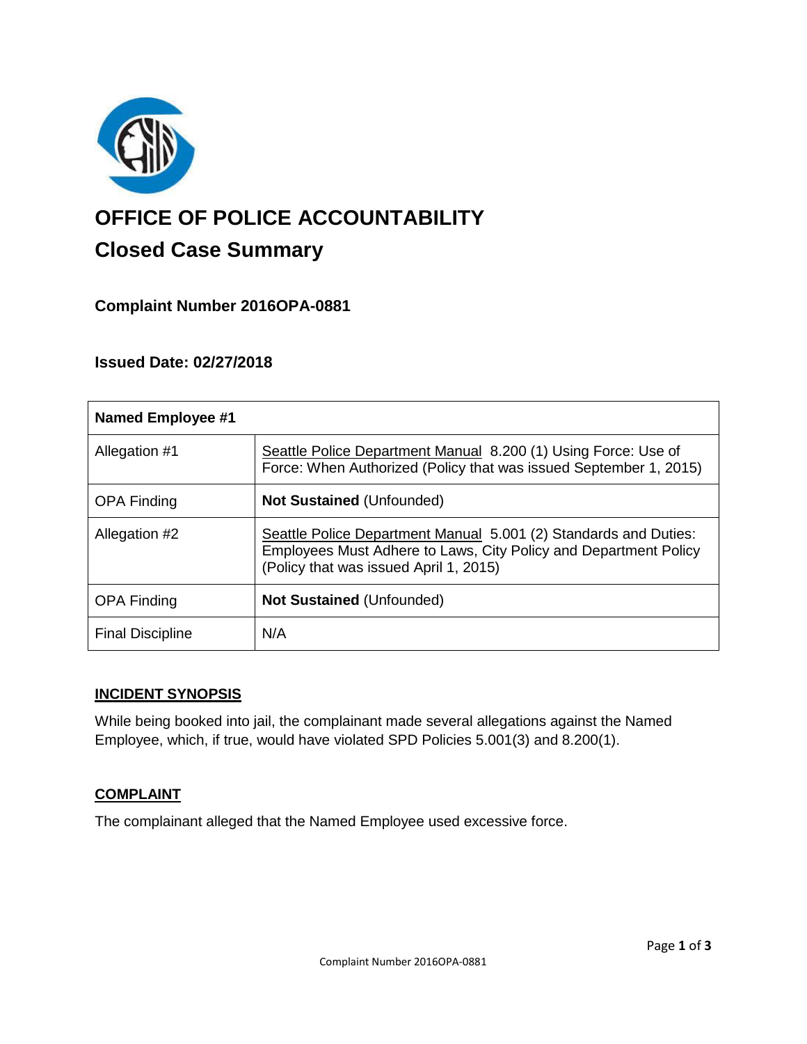# OFFICE OF POLICE ACCOUNTABILITY

## Closed Case Summary

### Complaint Number 2016OPA-0881

### Issued Date: 02/27/2018

| Named Employee #1 | |
|---|---|
| Allegation #1 | Seattle Police Department Manual 8.200 (1) Using Force: Use of Force: When Authorized (Policy that was issued September 1, 2015) |
| OPA Finding | **Not Sustained** (Unfounded) |
| Allegation #2 | Seattle Police Department Manual 5.001 (2) Standards and Duties: Employees Must Adhere to Laws, City Policy and Department Policy (Policy that was issued April 1, 2015) |
| OPA Finding | **Not Sustained** (Unfounded) |
| Final Discipline | N/A |

**INCIDENT SYNOPSIS**

While being booked into jail, the complainant made several allegations against the Named Employee, which, if true, would have violated SPD Policies 5.001(3) and 8.200(1).

**COMPLAINT**

The complainant alleged that the Named Employee used excessive force.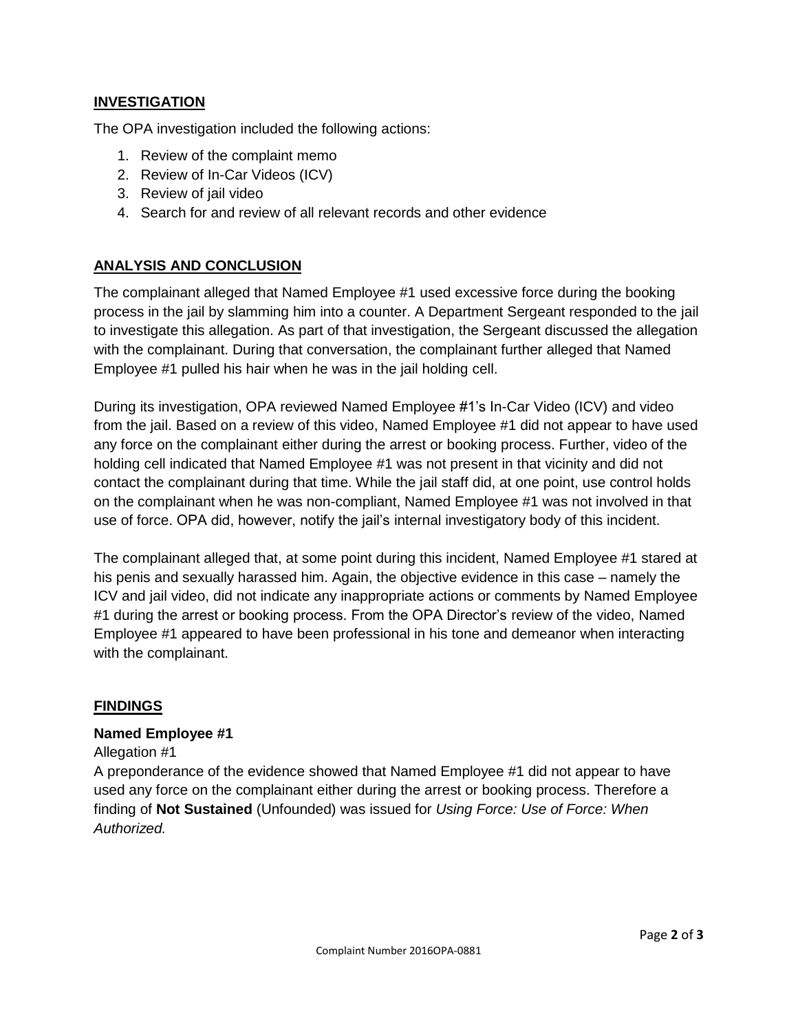## INVESTIGATION

The OPA investigation included the following actions:

1. Review of the complaint memo
2. Review of In-Car Videos (ICV)
3. Review of jail video
4. Search for and review of all relevant records and other evidence

## ANALYSIS AND CONCLUSION

The complainant alleged that Named Employee #1 used excessive force during the booking process in the jail by slamming him into a counter. A Department Sergeant responded to the jail to investigate this allegation. As part of that investigation, the Sergeant discussed the allegation with the complainant. During that conversation, the complainant further alleged that Named Employee #1 pulled his hair when he was in the jail holding cell.

During its investigation, OPA reviewed Named Employee #1's In-Car Video (ICV) and video from the jail. Based on a review of this video, Named Employee #1 did not appear to have used any force on the complainant either during the arrest or booking process. Further, video of the holding cell indicated that Named Employee #1 was not present in that vicinity and did not contact the complainant during that time. While the jail staff did, at one point, use control holds on the complainant when he was non-compliant, Named Employee #1 was not involved in that use of force. OPA did, however, notify the jail's internal investigatory body of this incident.

The complainant alleged that, at some point during this incident, Named Employee #1 stared at his penis and sexually harassed him. Again, the objective evidence in this case – namely the ICV and jail video, did not indicate any inappropriate actions or comments by Named Employee #1 during the arrest or booking process. From the OPA Director's review of the video, Named Employee #1 appeared to have been professional in his tone and demeanor when interacting with the complainant.

## FINDINGS

**Named Employee #1**

Allegation #1

A preponderance of the evidence showed that Named Employee #1 did not appear to have used any force on the complainant either during the arrest or booking process. Therefore a finding of **Not Sustained** (Unfounded) was issued for *Using Force: Use of Force: When Authorized.*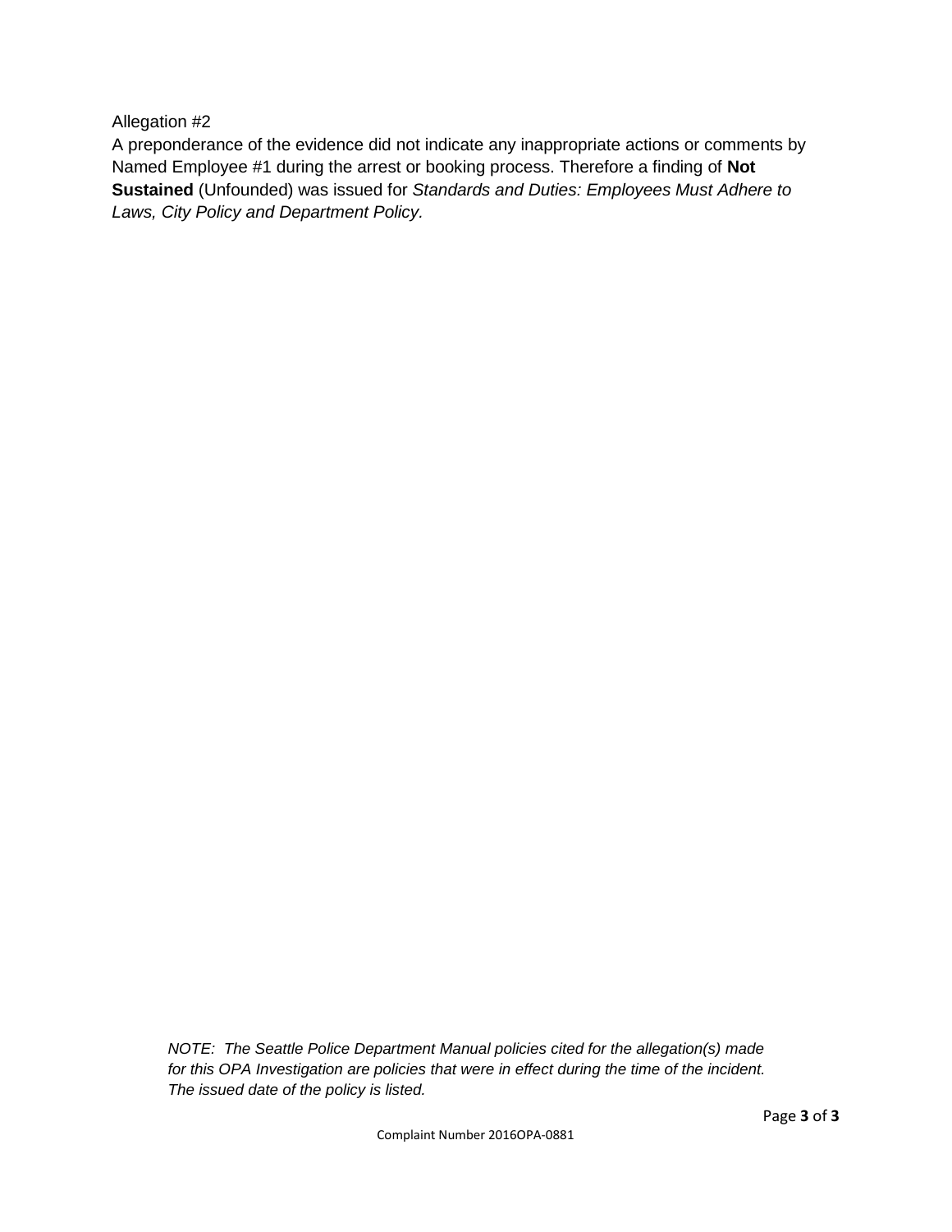Allegation #2
A preponderance of the evidence did not indicate any inappropriate actions or comments by Named Employee #1 during the arrest or booking process. Therefore a finding of **Not Sustained** (Unfounded) was issued for *Standards and Duties: Employees Must Adhere to Laws, City Policy and Department Policy.*

*NOTE: The Seattle Police Department Manual policies cited for the allegation(s) made for this OPA Investigation are policies that were in effect during the time of the incident. The issued date of the policy is listed.*

Complaint Number 2016OPA-0881